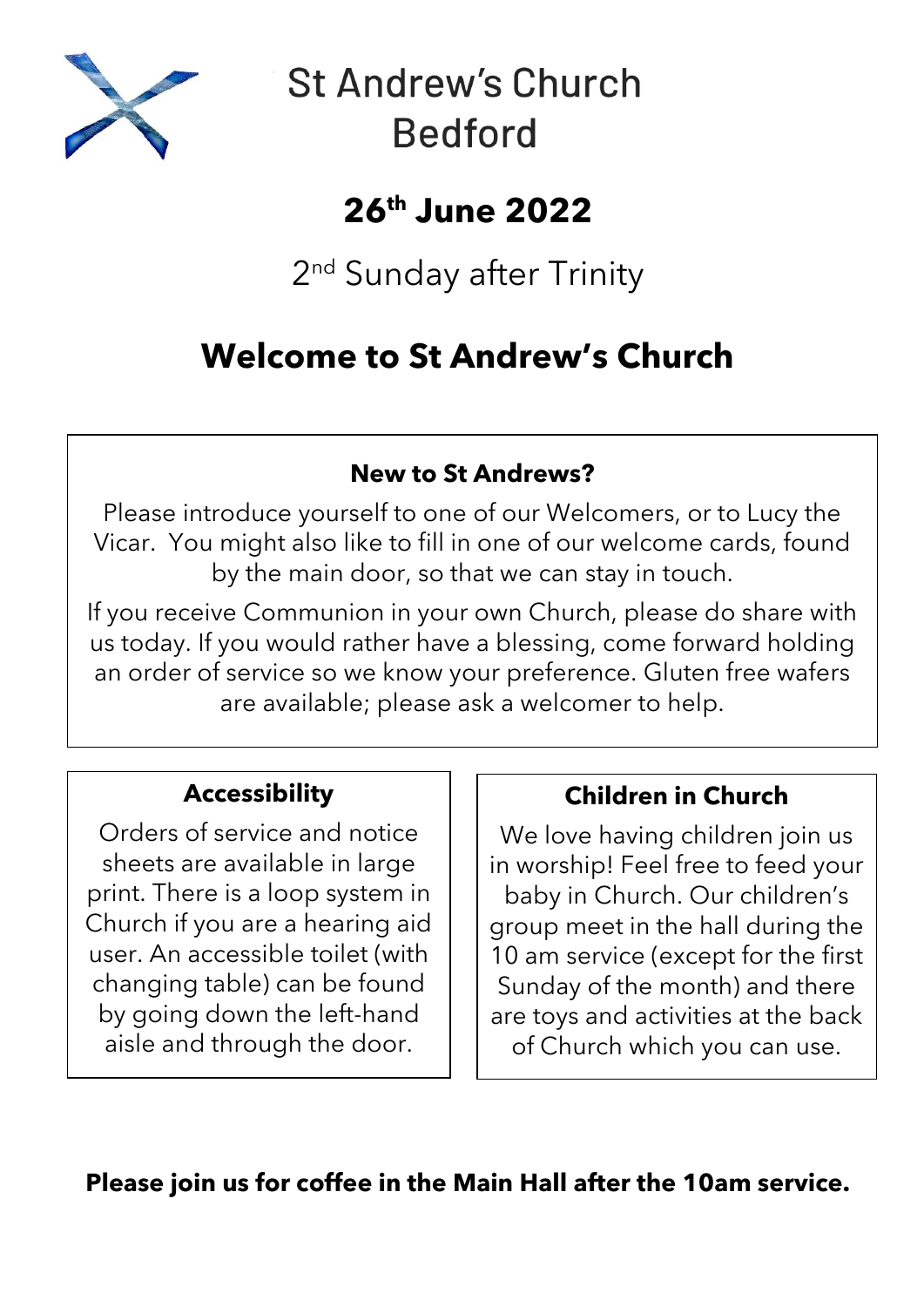# St Andrew's Church Bedford

## 26th June 2022

2nd Sunday after Trinity

## Welcome to St Andrew's Church

### New to St Andrews?

Please introduce yourself to one of our Welcomers, or to Lucy the Vicar. You might also like to fill in one of our welcome cards, found by the main door, so that we can stay in touch.

If you receive Communion in your own Church, please do share with us today. If you would rather have a blessing, come forward holding an order of service so we know your preference. Gluten free wafers are available; please ask a welcomer to help.

### Accessibility

Orders of service and notice sheets are available in large print. There is a loop system in Church if you are a hearing aid user. An accessible toilet (with changing table) can be found by going down the left-hand aisle and through the door.

### Children in Church

We love having children join us in worship! Feel free to feed your baby in Church. Our children's group meet in the hall during the 10 am service (except for the first Sunday of the month) and there are toys and activities at the back of Church which you can use.

**Please join us for coffee in the Main Hall after the 10am service.**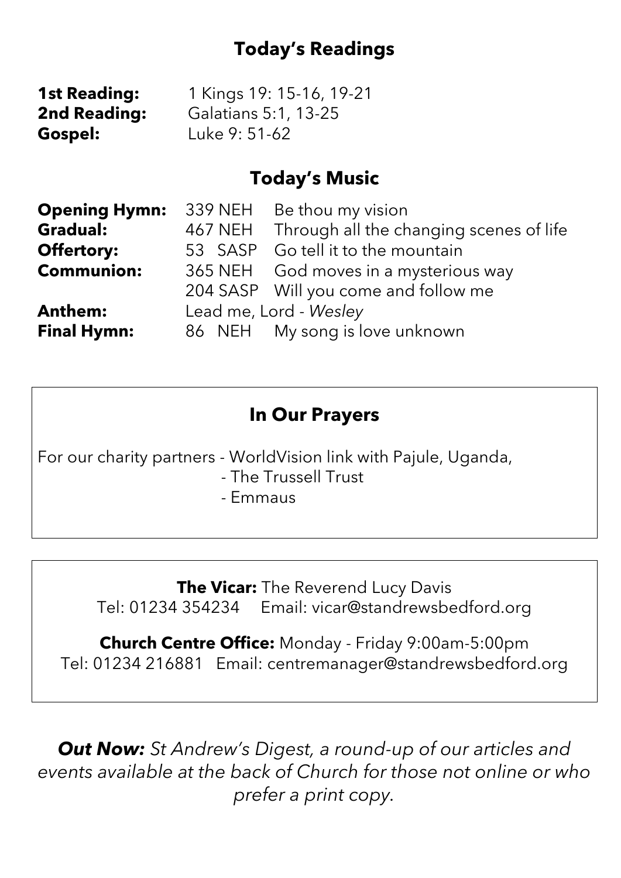## Today's Readings

| | |
|---|---|
| **1st Reading:** | 1 Kings 19: 15-16, 19-21 |
| **2nd Reading:** | Galatians 5:1, 13-25 |
| **Gospel:** | Luke 9: 51-62 |

## Today's Music

| | | |
|---|---|---|
| **Opening Hymn:** | 339 NEH | Be thou my vision |
| **Gradual:** | 467 NEH | Through all the changing scenes of life |
| **Offertory:** | 53 SASP | Go tell it to the mountain |
| **Communion:** | 365 NEH | God moves in a mysterious way |
| | 204 SASP | Will you come and follow me |
| **Anthem:** | Lead me, Lord - *Wesley* | |
| **Final Hymn:** | 86 NEH | My song is love unknown |

## In Our Prayers

For our charity partners - WorldVision link with Pajule, Uganda,
- The Trussell Trust
- Emmaus

**The Vicar:** The Reverend Lucy Davis
Tel: 01234 354234 Email: vicar@standrewsbedford.org

**Church Centre Office:** Monday - Friday 9:00am-5:00pm
Tel: 01234 216881 Email: centremanager@standrewsbedford.org

***Out Now:*** *St Andrew's Digest, a round-up of our articles and events available at the back of Church for those not online or who prefer a print copy.*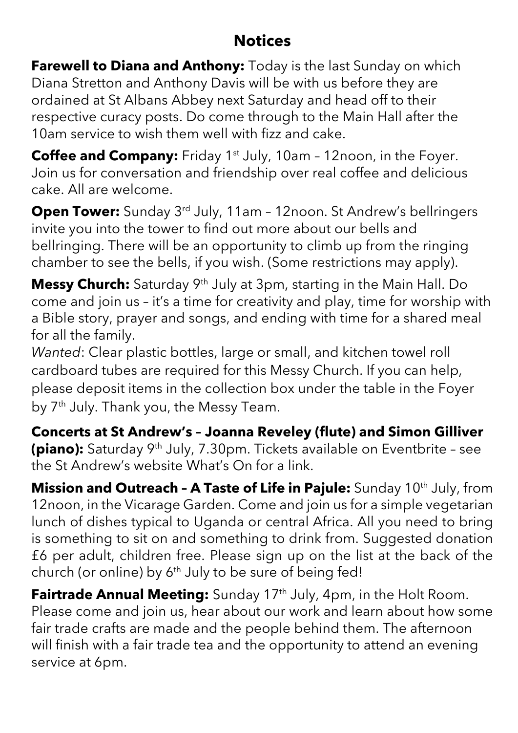## Notices

**Farewell to Diana and Anthony:** Today is the last Sunday on which Diana Stretton and Anthony Davis will be with us before they are ordained at St Albans Abbey next Saturday and head off to their respective curacy posts. Do come through to the Main Hall after the 10am service to wish them well with fizz and cake.

**Coffee and Company:** Friday 1st July, 10am – 12noon, in the Foyer. Join us for conversation and friendship over real coffee and delicious cake. All are welcome.

**Open Tower:** Sunday 3rd July, 11am – 12noon. St Andrew's bellringers invite you into the tower to find out more about our bells and bellringing. There will be an opportunity to climb up from the ringing chamber to see the bells, if you wish. (Some restrictions may apply).

**Messy Church:** Saturday 9th July at 3pm, starting in the Main Hall. Do come and join us – it's a time for creativity and play, time for worship with a Bible story, prayer and songs, and ending with time for a shared meal for all the family.

*Wanted*: Clear plastic bottles, large or small, and kitchen towel roll cardboard tubes are required for this Messy Church. If you can help, please deposit items in the collection box under the table in the Foyer by 7th July. Thank you, the Messy Team.

**Concerts at St Andrew's – Joanna Reveley (flute) and Simon Gilliver (piano):** Saturday 9th July, 7.30pm. Tickets available on Eventbrite – see the St Andrew's website What's On for a link.

**Mission and Outreach – A Taste of Life in Pajule:** Sunday 10th July, from 12noon, in the Vicarage Garden. Come and join us for a simple vegetarian lunch of dishes typical to Uganda or central Africa. All you need to bring is something to sit on and something to drink from. Suggested donation £6 per adult, children free. Please sign up on the list at the back of the church (or online) by 6th July to be sure of being fed!

**Fairtrade Annual Meeting:** Sunday 17th July, 4pm, in the Holt Room. Please come and join us, hear about our work and learn about how some fair trade crafts are made and the people behind them. The afternoon will finish with a fair trade tea and the opportunity to attend an evening service at 6pm.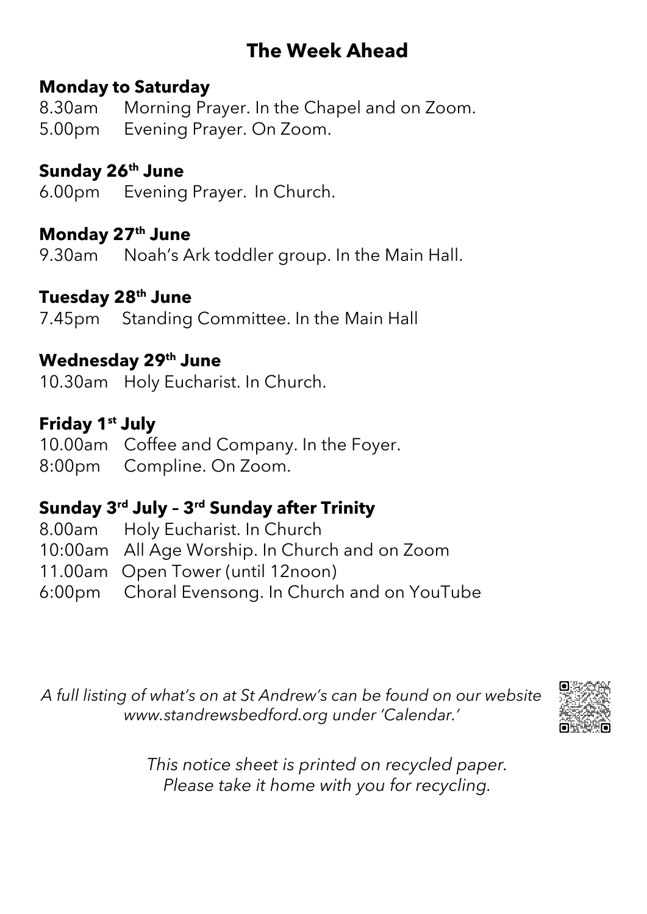## The Week Ahead

**Monday to Saturday**
8.30am Morning Prayer. In the Chapel and on Zoom.
5.00pm Evening Prayer. On Zoom.

**Sunday 26th June**
6.00pm Evening Prayer. In Church.

**Monday 27th June**
9.30am Noah's Ark toddler group. In the Main Hall.

**Tuesday 28th June**
7.45pm Standing Committee. In the Main Hall

**Wednesday 29th June**
10.30am Holy Eucharist. In Church.

**Friday 1st July**
10.00am Coffee and Company. In the Foyer.
8:00pm Compline. On Zoom.

**Sunday 3rd July – 3rd Sunday after Trinity**
8.00am Holy Eucharist. In Church
10:00am All Age Worship. In Church and on Zoom
11.00am Open Tower (until 12noon)
6:00pm Choral Evensong. In Church and on YouTube

*A full listing of what's on at St Andrew's can be found on our website www.standrewsbedford.org under 'Calendar.'*

*This notice sheet is printed on recycled paper. Please take it home with you for recycling.*